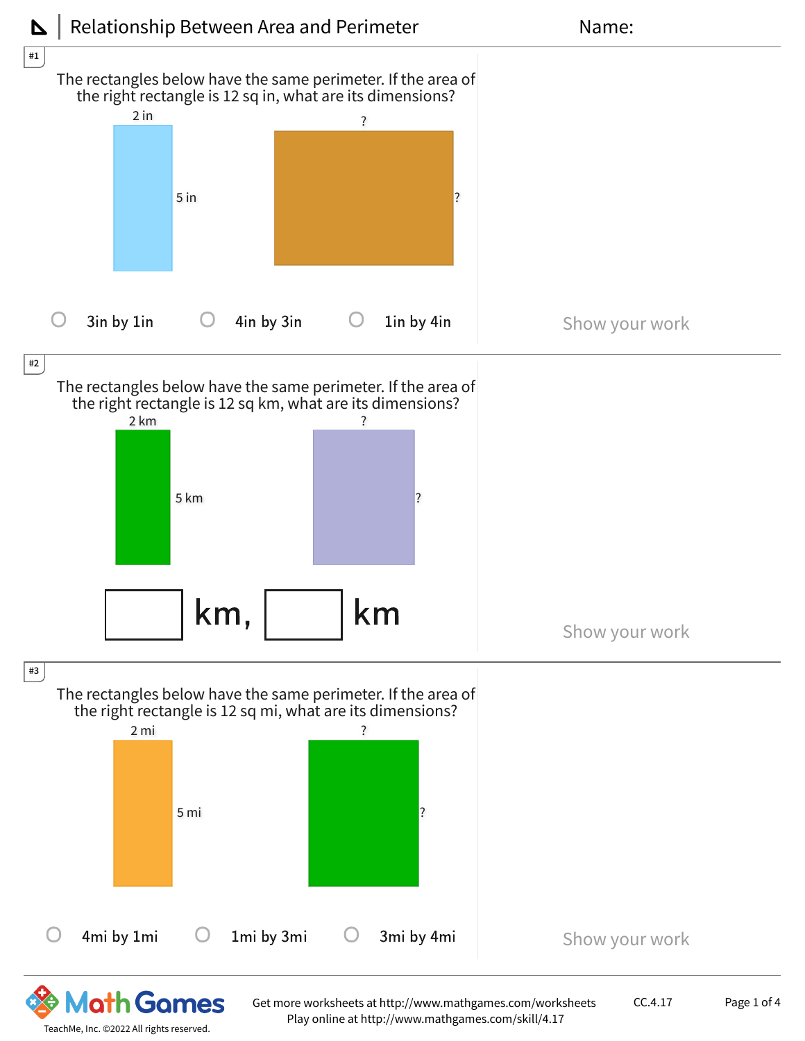# Relationship Between Area and Perimeter

Name:

#1

The rectangles below have the same perimeter. If the area of the right rectangle is 12 sq in, what are its dimensions?

2 in

5 in

?

?

○ 3in by 1in ○ 4in by 3in ○ 1in by 4in

Show your work

#2

The rectangles below have the same perimeter. If the area of the right rectangle is 12 sq km, what are its dimensions?

2 km

5 km

?

?

☐ km, ☐ km

Show your work

#3

The rectangles below have the same perimeter. If the area of the right rectangle is 12 sq mi, what are its dimensions?

2 mi

5 mi

?

?

○ 4mi by 1mi ○ 1mi by 3mi ○ 3mi by 4mi

Show your work

Math Games

TeachMe, Inc. ©2022 All rights reserved.

Get more worksheets at http://www.mathgames.com/worksheets
Play online at http://www.mathgames.com/skill/4.17

CC.4.17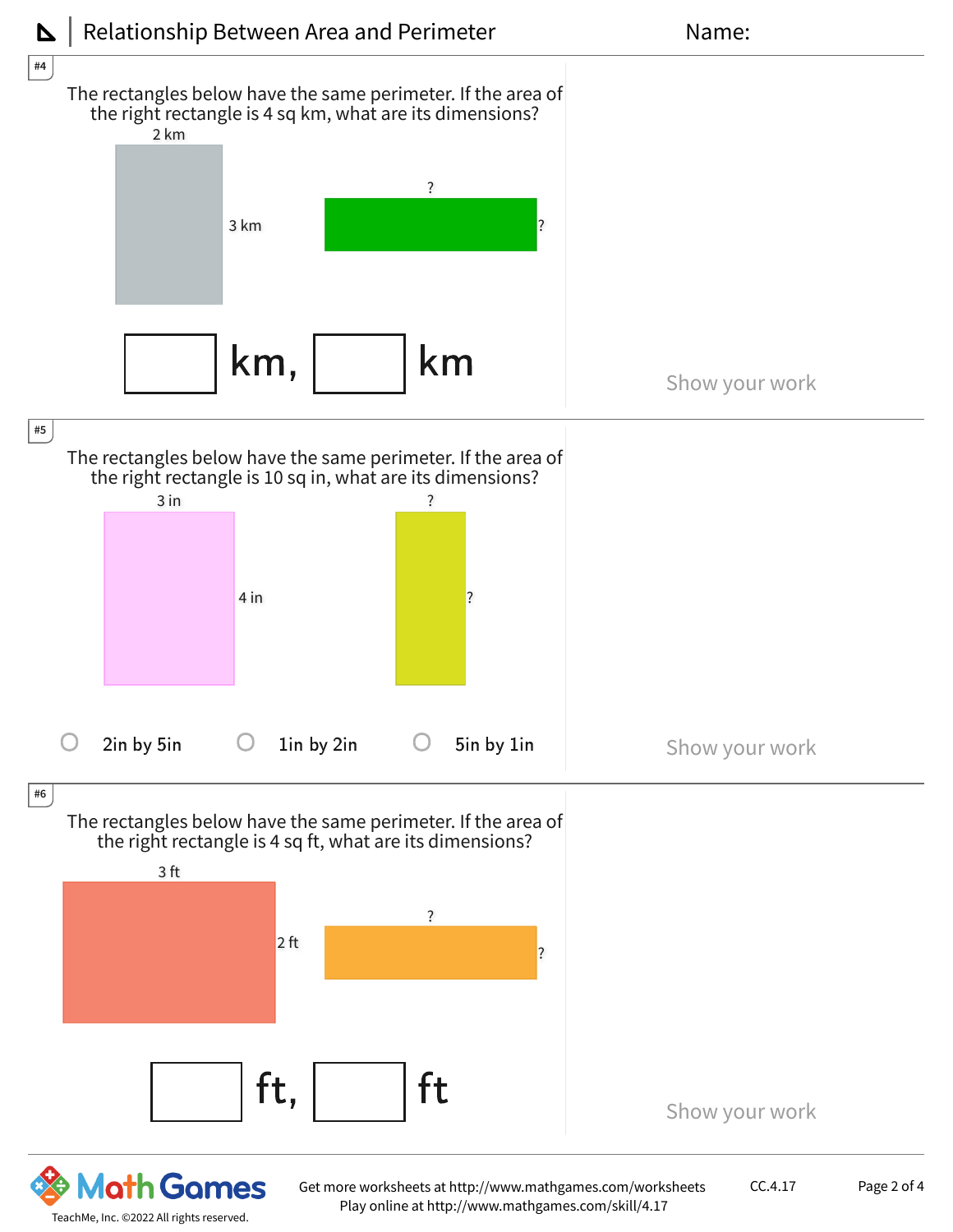#4

The rectangles below have the same perimeter. If the area of the right rectangle is 4 sq km, what are its dimensions?

2 km

3 km

?

?

☐ km, ☐ km

Show your work

#5

The rectangles below have the same perimeter. If the area of the right rectangle is 10 sq in, what are its dimensions?

3 in

4 in

?

?

- ○ 2in by 5in
- ○ 1in by 2in
- ○ 5in by 1in

Show your work

#6

The rectangles below have the same perimeter. If the area of the right rectangle is 4 sq ft, what are its dimensions?

3 ft

2 ft

?

?

☐ ft, ☐ ft

Show your work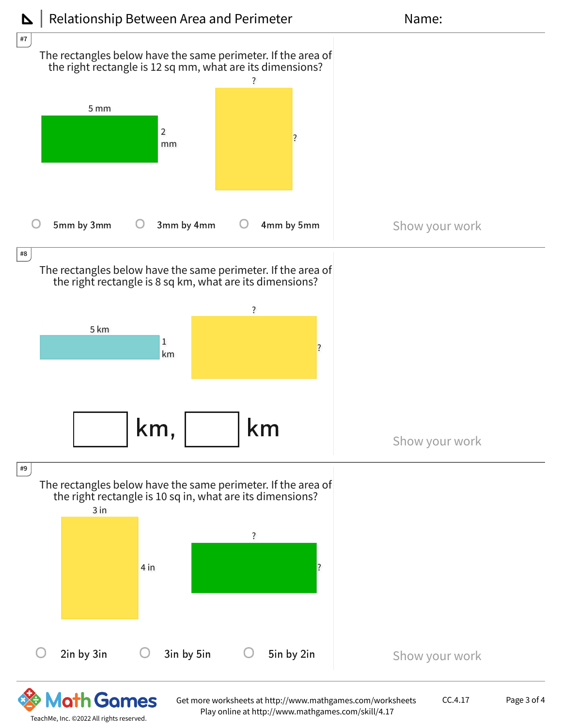#7

The rectangles below have the same perimeter. If the area of the right rectangle is 12 sq mm, what are its dimensions?

5 mm

2 mm

?

?

○ 5mm by 3mm ○ 3mm by 4mm ○ 4mm by 5mm

Show your work

#8

The rectangles below have the same perimeter. If the area of the right rectangle is 8 sq km, what are its dimensions?

5 km

1 km

?

?

☐ km, ☐ km

Show your work

#9

The rectangles below have the same perimeter. If the area of the right rectangle is 10 sq in, what are its dimensions?

3 in

4 in

?

?

○ 2in by 3in ○ 3in by 5in ○ 5in by 2in

Show your work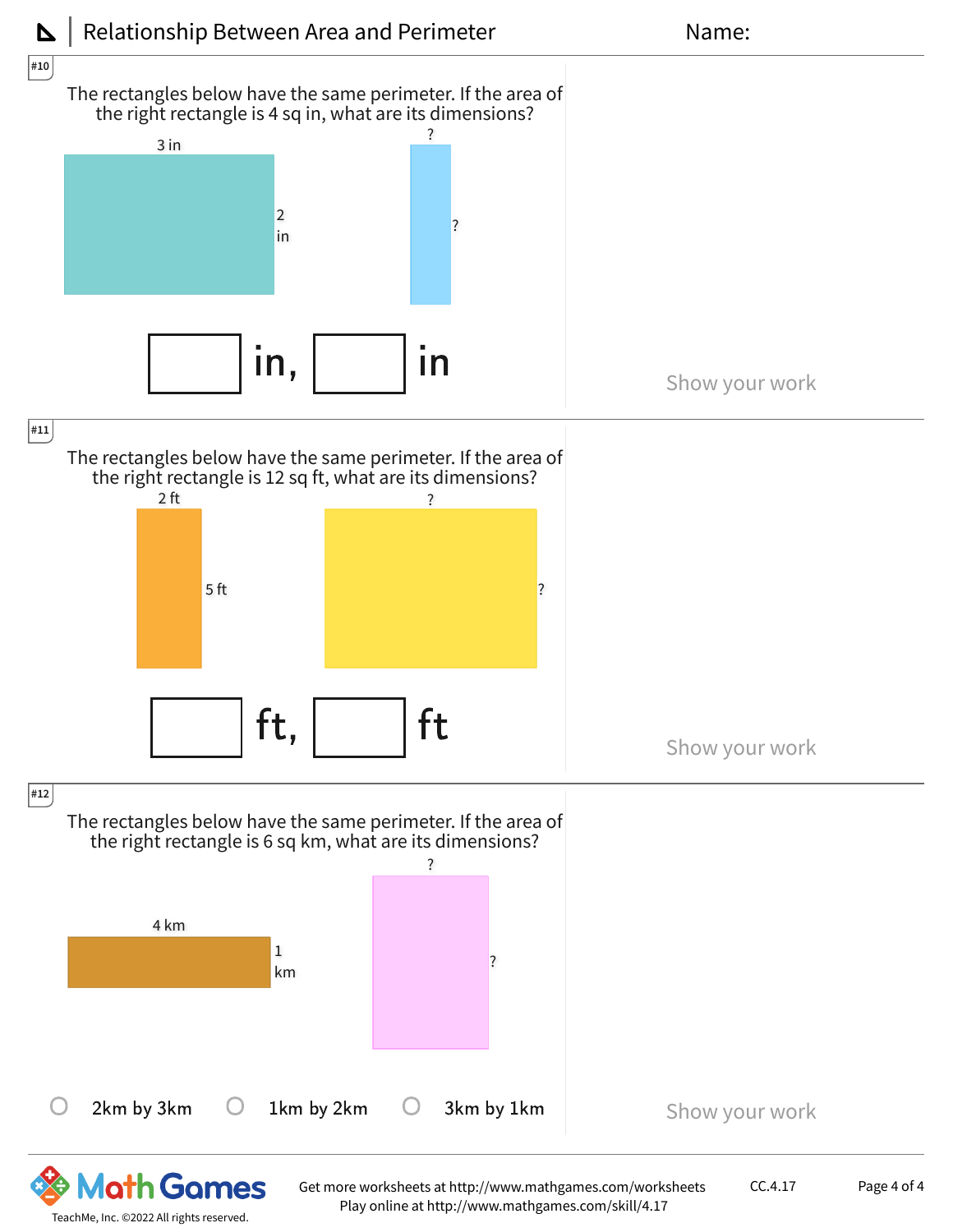# Relationship Between Area and Perimeter

Name:

**#10**

The rectangles below have the same perimeter. If the area of the right rectangle is 4 sq in, what are its dimensions?

3 in

2 in

?

?

☐ in, ☐ in

Show your work

**#11**

The rectangles below have the same perimeter. If the area of the right rectangle is 12 sq ft, what are its dimensions?

2 ft

5 ft

?

?

☐ ft, ☐ ft

Show your work

**#12**

The rectangles below have the same perimeter. If the area of the right rectangle is 6 sq km, what are its dimensions?

4 km

1 km

?

?

○ 2km by 3km ○ 1km by 2km ○ 3km by 1km

Show your work

Get more worksheets at http://www.mathgames.com/worksheets
Play online at http://www.mathgames.com/skill/4.17

CC.4.17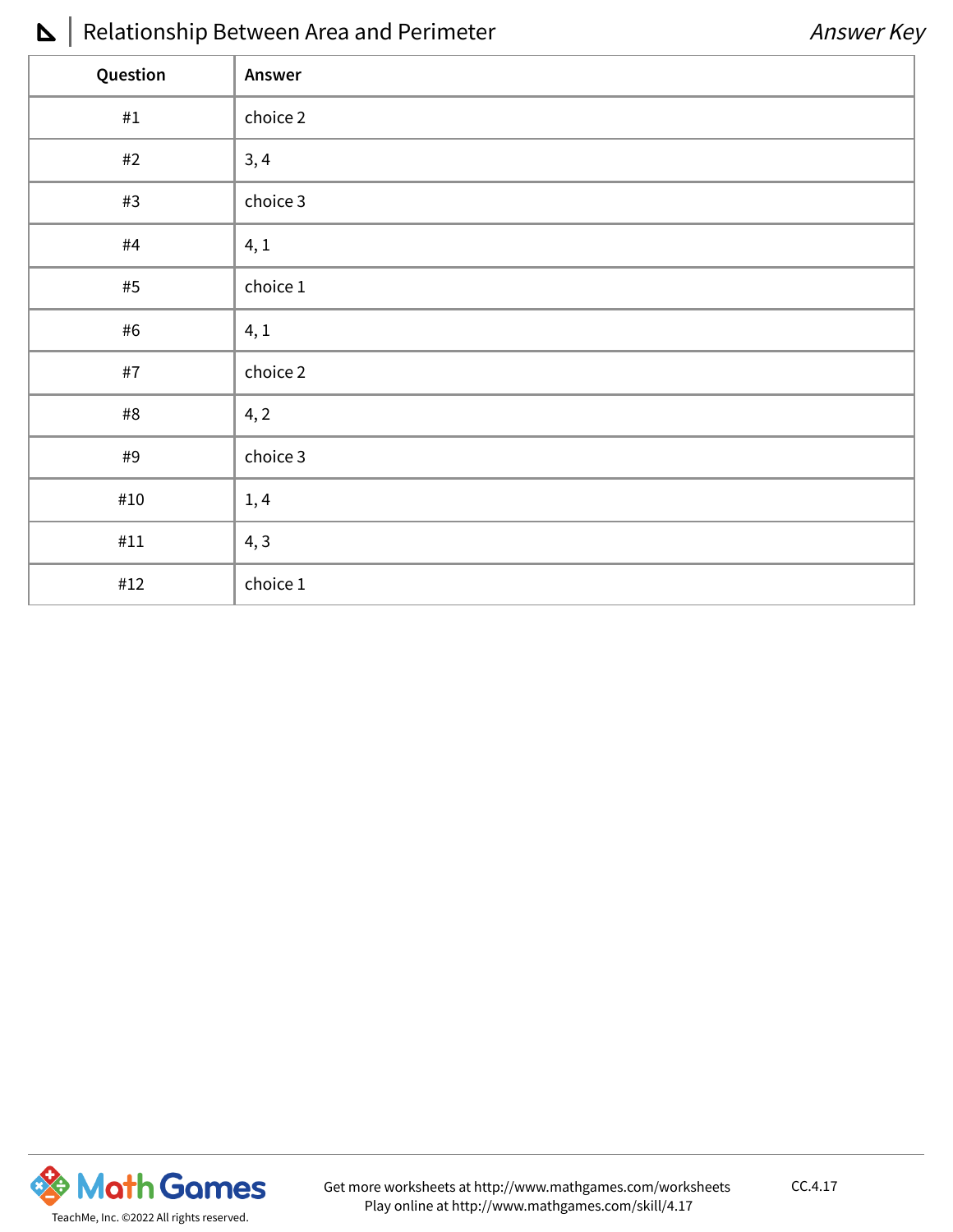# Relationship Between Area and Perimeter

*Answer Key*

| Question | Answer |
|---|---|
| #1 | choice 2 |
| #2 | 3, 4 |
| #3 | choice 3 |
| #4 | 4, 1 |
| #5 | choice 1 |
| #6 | 4, 1 |
| #7 | choice 2 |
| #8 | 4, 2 |
| #9 | choice 3 |
| #10 | 1, 4 |
| #11 | 4, 3 |
| #12 | choice 1 |